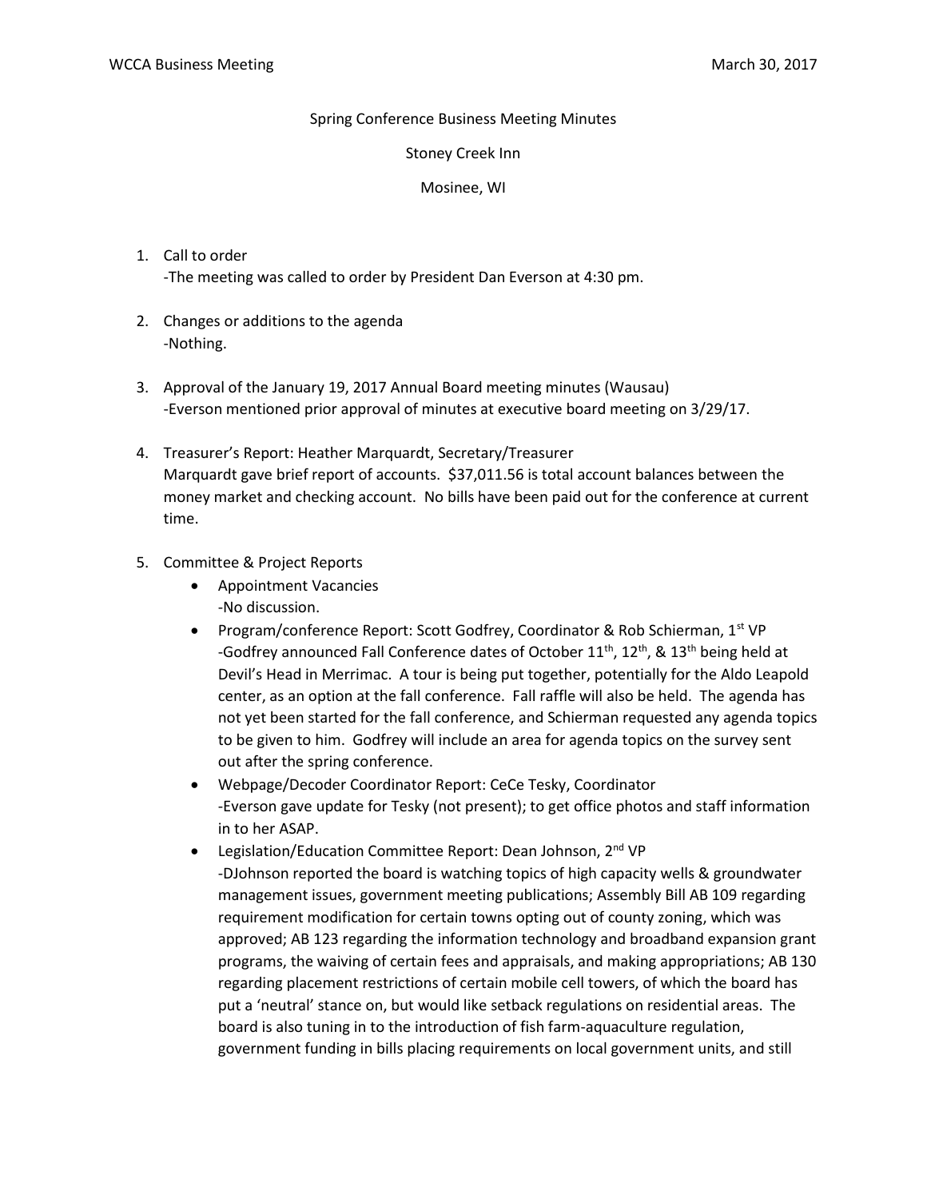Spring Conference Business Meeting Minutes

Stoney Creek Inn

Mosinee, WI

1. Call to order
   -The meeting was called to order by President Dan Everson at 4:30 pm.

2. Changes or additions to the agenda
   -Nothing.

3. Approval of the January 19, 2017 Annual Board meeting minutes (Wausau)
   -Everson mentioned prior approval of minutes at executive board meeting on 3/29/17.

4. Treasurer's Report: Heather Marquardt, Secretary/Treasurer
   Marquardt gave brief report of accounts. $37,011.56 is total account balances between the money market and checking account. No bills have been paid out for the conference at current time.

5. Committee & Project Reports
   - Appointment Vacancies
     -No discussion.
   - Program/conference Report: Scott Godfrey, Coordinator & Rob Schierman, 1st VP
     -Godfrey announced Fall Conference dates of October 11th, 12th, & 13th being held at Devil's Head in Merrimac. A tour is being put together, potentially for the Aldo Leapold center, as an option at the fall conference. Fall raffle will also be held. The agenda has not yet been started for the fall conference, and Schierman requested any agenda topics to be given to him. Godfrey will include an area for agenda topics on the survey sent out after the spring conference.
   - Webpage/Decoder Coordinator Report: CeCe Tesky, Coordinator
     -Everson gave update for Tesky (not present); to get office photos and staff information in to her ASAP.
   - Legislation/Education Committee Report: Dean Johnson, 2nd VP
     -DJohnson reported the board is watching topics of high capacity wells & groundwater management issues, government meeting publications; Assembly Bill AB 109 regarding requirement modification for certain towns opting out of county zoning, which was approved; AB 123 regarding the information technology and broadband expansion grant programs, the waiving of certain fees and appraisals, and making appropriations; AB 130 regarding placement restrictions of certain mobile cell towers, of which the board has put a 'neutral' stance on, but would like setback regulations on residential areas. The board is also tuning in to the introduction of fish farm-aquaculture regulation, government funding in bills placing requirements on local government units, and still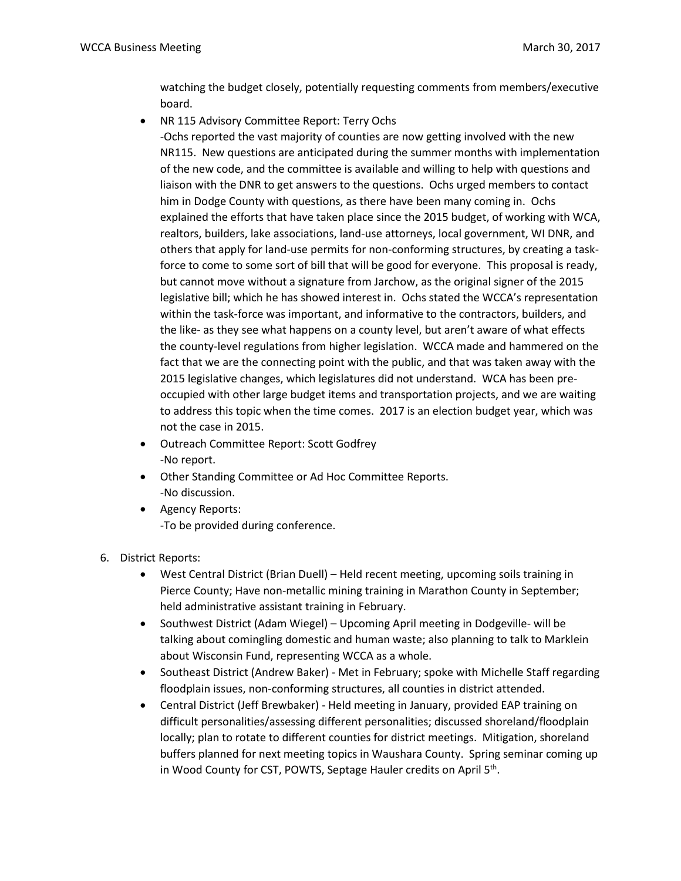watching the budget closely, potentially requesting comments from members/executive board.

- NR 115 Advisory Committee Report: Terry Ochs
  -Ochs reported the vast majority of counties are now getting involved with the new NR115. New questions are anticipated during the summer months with implementation of the new code, and the committee is available and willing to help with questions and liaison with the DNR to get answers to the questions. Ochs urged members to contact him in Dodge County with questions, as there have been many coming in. Ochs explained the efforts that have taken place since the 2015 budget, of working with WCA, realtors, builders, lake associations, land-use attorneys, local government, WI DNR, and others that apply for land-use permits for non-conforming structures, by creating a task-force to come to some sort of bill that will be good for everyone. This proposal is ready, but cannot move without a signature from Jarchow, as the original signer of the 2015 legislative bill; which he has showed interest in. Ochs stated the WCCA's representation within the task-force was important, and informative to the contractors, builders, and the like- as they see what happens on a county level, but aren't aware of what effects the county-level regulations from higher legislation. WCCA made and hammered on the fact that we are the connecting point with the public, and that was taken away with the 2015 legislative changes, which legislatures did not understand. WCA has been pre-occupied with other large budget items and transportation projects, and we are waiting to address this topic when the time comes. 2017 is an election budget year, which was not the case in 2015.
- Outreach Committee Report: Scott Godfrey
  -No report.
- Other Standing Committee or Ad Hoc Committee Reports.
  -No discussion.
- Agency Reports:
  -To be provided during conference.

6. District Reports:
   - West Central District (Brian Duell) – Held recent meeting, upcoming soils training in Pierce County; Have non-metallic mining training in Marathon County in September; held administrative assistant training in February.
   - Southwest District (Adam Wiegel) – Upcoming April meeting in Dodgeville- will be talking about comingling domestic and human waste; also planning to talk to Marklein about Wisconsin Fund, representing WCCA as a whole.
   - Southeast District (Andrew Baker) - Met in February; spoke with Michelle Staff regarding floodplain issues, non-conforming structures, all counties in district attended.
   - Central District (Jeff Brewbaker) - Held meeting in January, provided EAP training on difficult personalities/assessing different personalities; discussed shoreland/floodplain locally; plan to rotate to different counties for district meetings. Mitigation, shoreland buffers planned for next meeting topics in Waushara County. Spring seminar coming up in Wood County for CST, POWTS, Septage Hauler credits on April 5th.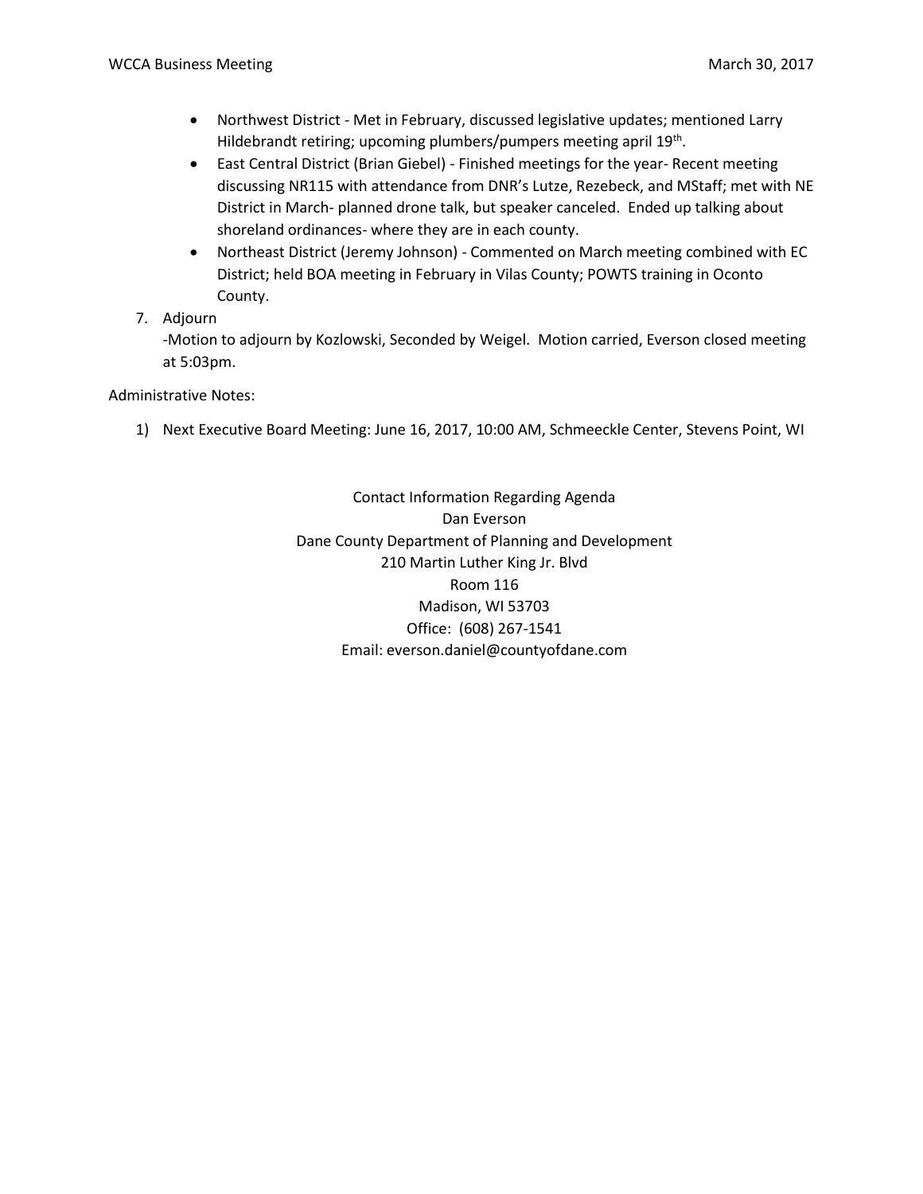- Northwest District - Met in February, discussed legislative updates; mentioned Larry Hildebrandt retiring; upcoming plumbers/pumpers meeting april 19th.
- East Central District (Brian Giebel) - Finished meetings for the year- Recent meeting discussing NR115 with attendance from DNR's Lutze, Rezebeck, and MStaff; met with NE District in March- planned drone talk, but speaker canceled. Ended up talking about shoreland ordinances- where they are in each county.
- Northeast District (Jeremy Johnson) - Commented on March meeting combined with EC District; held BOA meeting in February in Vilas County; POWTS training in Oconto County.

7. Adjourn
   -Motion to adjourn by Kozlowski, Seconded by Weigel. Motion carried, Everson closed meeting at 5:03pm.

Administrative Notes:

1) Next Executive Board Meeting: June 16, 2017, 10:00 AM, Schmeeckle Center, Stevens Point, WI

Contact Information Regarding Agenda
Dan Everson
Dane County Department of Planning and Development
210 Martin Luther King Jr. Blvd
Room 116
Madison, WI 53703
Office: (608) 267-1541
Email: everson.daniel@countyofdane.com